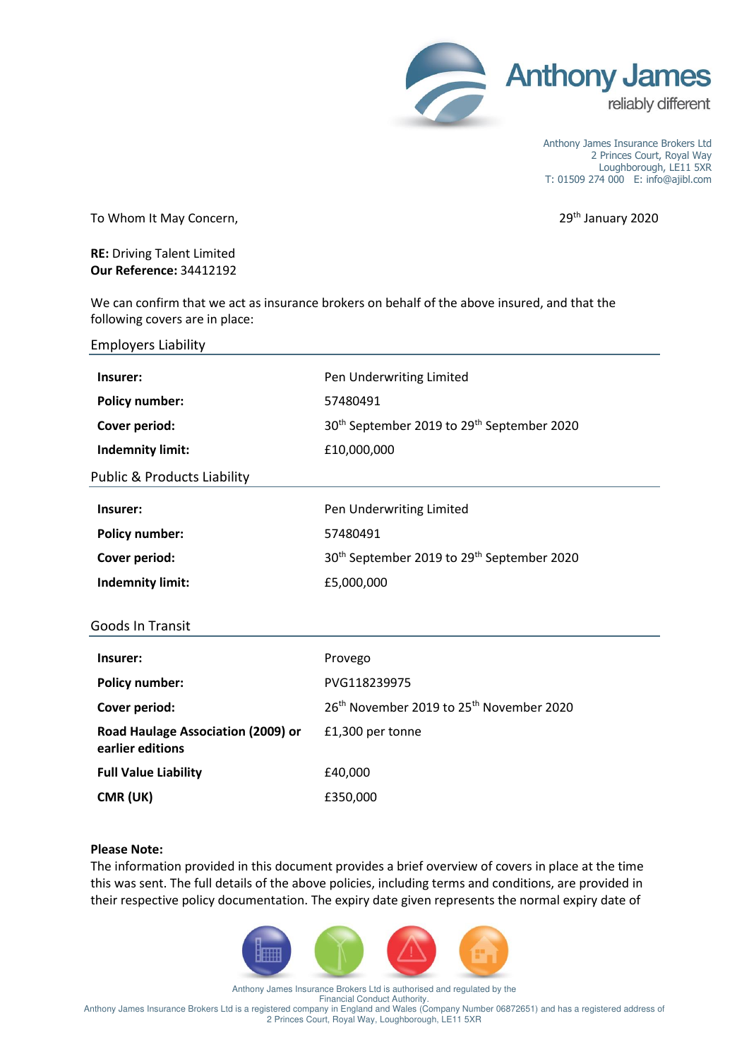**Anthony James**
reliably different

Anthony James Insurance Brokers Ltd
2 Princes Court, Royal Way
Loughborough, LE11 5XR
T: 01509 274 000 E: info@ajibl.com

To Whom It May Concern,

29th January 2020

**RE:** Driving Talent Limited
**Our Reference:** 34412192

We can confirm that we act as insurance brokers on behalf of the above insured, and that the following covers are in place:

## Employers Liability

| | |
|---|---|
| **Insurer:** | Pen Underwriting Limited |
| **Policy number:** | 57480491 |
| **Cover period:** | 30th September 2019 to 29th September 2020 |
| **Indemnity limit:** | £10,000,000 |

## Public & Products Liability

| | |
|---|---|
| **Insurer:** | Pen Underwriting Limited |
| **Policy number:** | 57480491 |
| **Cover period:** | 30th September 2019 to 29th September 2020 |
| **Indemnity limit:** | £5,000,000 |

## Goods In Transit

| | |
|---|---|
| **Insurer:** | Provego |
| **Policy number:** | PVG118239975 |
| **Cover period:** | 26th November 2019 to 25th November 2020 |
| **Road Haulage Association (2009) or earlier editions** | £1,300 per tonne |
| **Full Value Liability** | £40,000 |
| **CMR (UK)** | £350,000 |

**Please Note:**
The information provided in this document provides a brief overview of covers in place at the time this was sent. The full details of the above policies, including terms and conditions, are provided in their respective policy documentation. The expiry date given represents the normal expiry date of

Anthony James Insurance Brokers Ltd is authorised and regulated by the Financial Conduct Authority.
Anthony James Insurance Brokers Ltd is a registered company in England and Wales (Company Number 06872651) and has a registered address of 2 Princes Court, Royal Way, Loughborough, LE11 5XR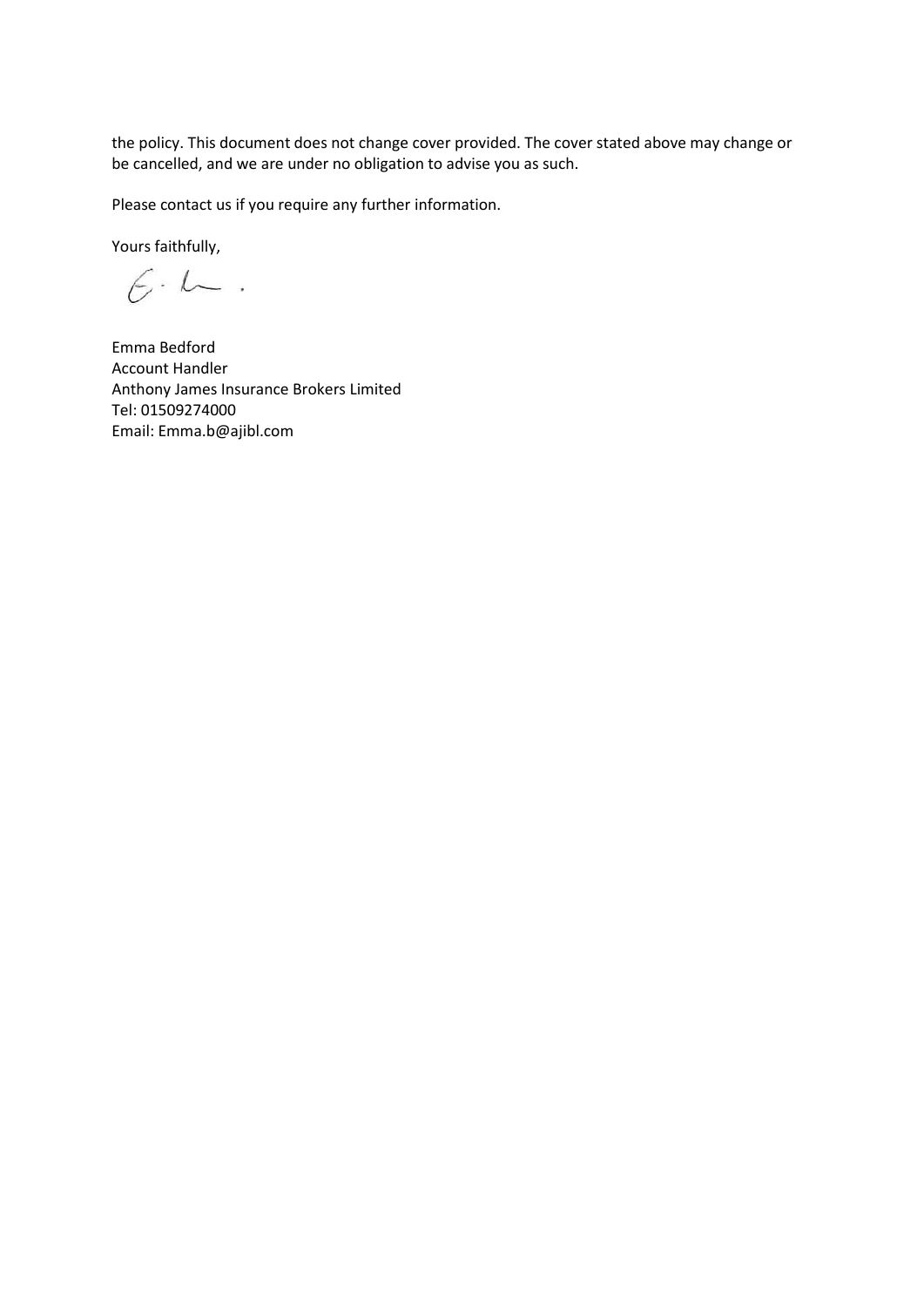the policy. This document does not change cover provided. The cover stated above may change or be cancelled, and we are under no obligation to advise you as such.

Please contact us if you require any further information.

Yours faithfully,

Emma Bedford
Account Handler
Anthony James Insurance Brokers Limited
Tel: 01509274000
Email: Emma.b@ajibl.com